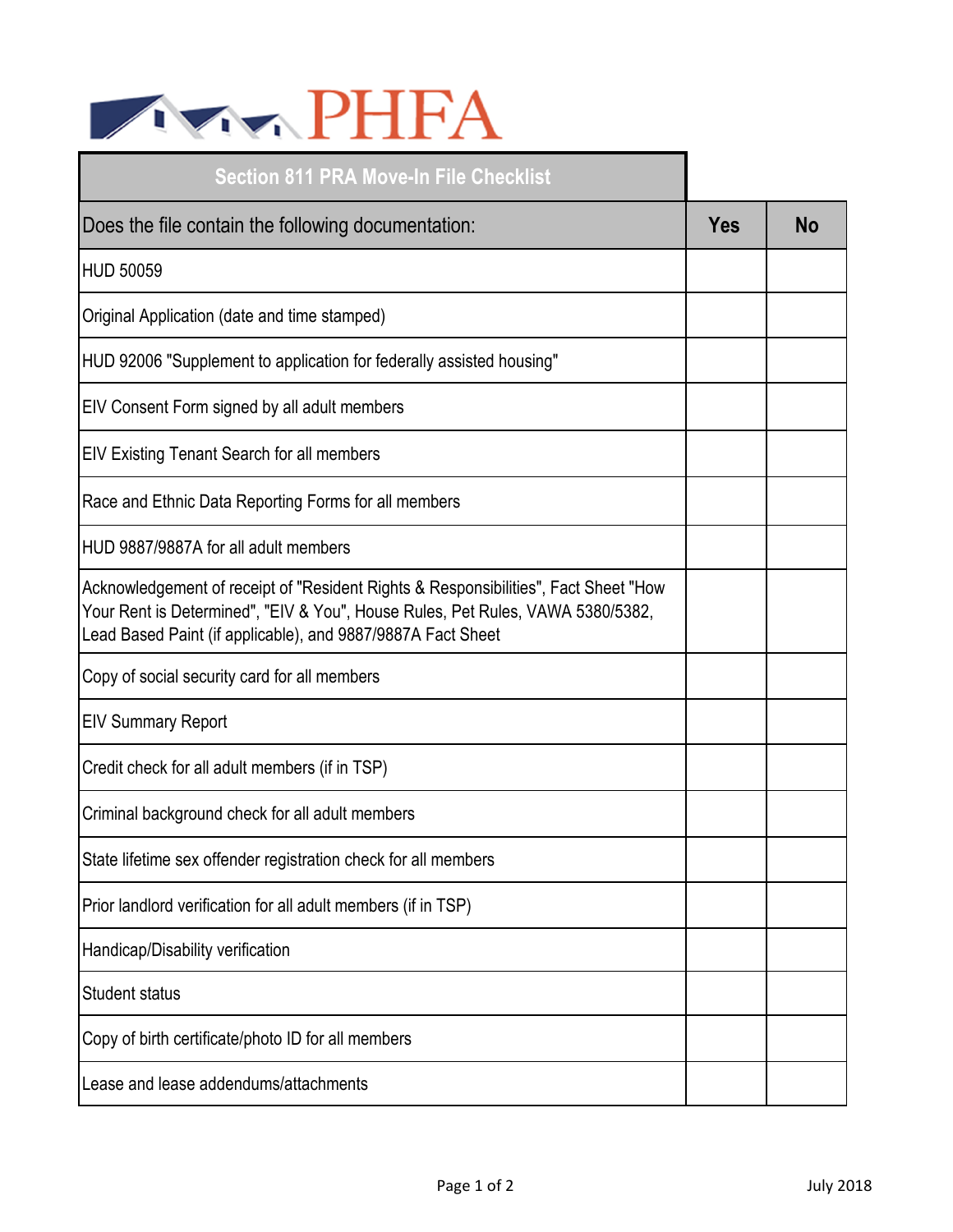PHFA

## Section 811 PRA Move-In File Checklist

| Does the file contain the following documentation: | Yes | No |
|---|---|---|
| HUD 50059 | | |
| Original Application (date and time stamped) | | |
| HUD 92006 "Supplement to application for federally assisted housing" | | |
| EIV Consent Form signed by all adult members | | |
| EIV Existing Tenant Search for all members | | |
| Race and Ethnic Data Reporting Forms for all members | | |
| HUD 9887/9887A for all adult members | | |
| Acknowledgement of receipt of "Resident Rights & Responsibilities", Fact Sheet "How Your Rent is Determined", "EIV & You", House Rules, Pet Rules, VAWA 5380/5382, Lead Based Paint (if applicable), and 9887/9887A Fact Sheet | | |
| Copy of social security card for all members | | |
| EIV Summary Report | | |
| Credit check for all adult members (if in TSP) | | |
| Criminal background check for all adult members | | |
| State lifetime sex offender registration check for all members | | |
| Prior landlord verification for all adult members (if in TSP) | | |
| Handicap/Disability verification | | |
| Student status | | |
| Copy of birth certificate/photo ID for all members | | |
| Lease and lease addendums/attachments | | |

July 2018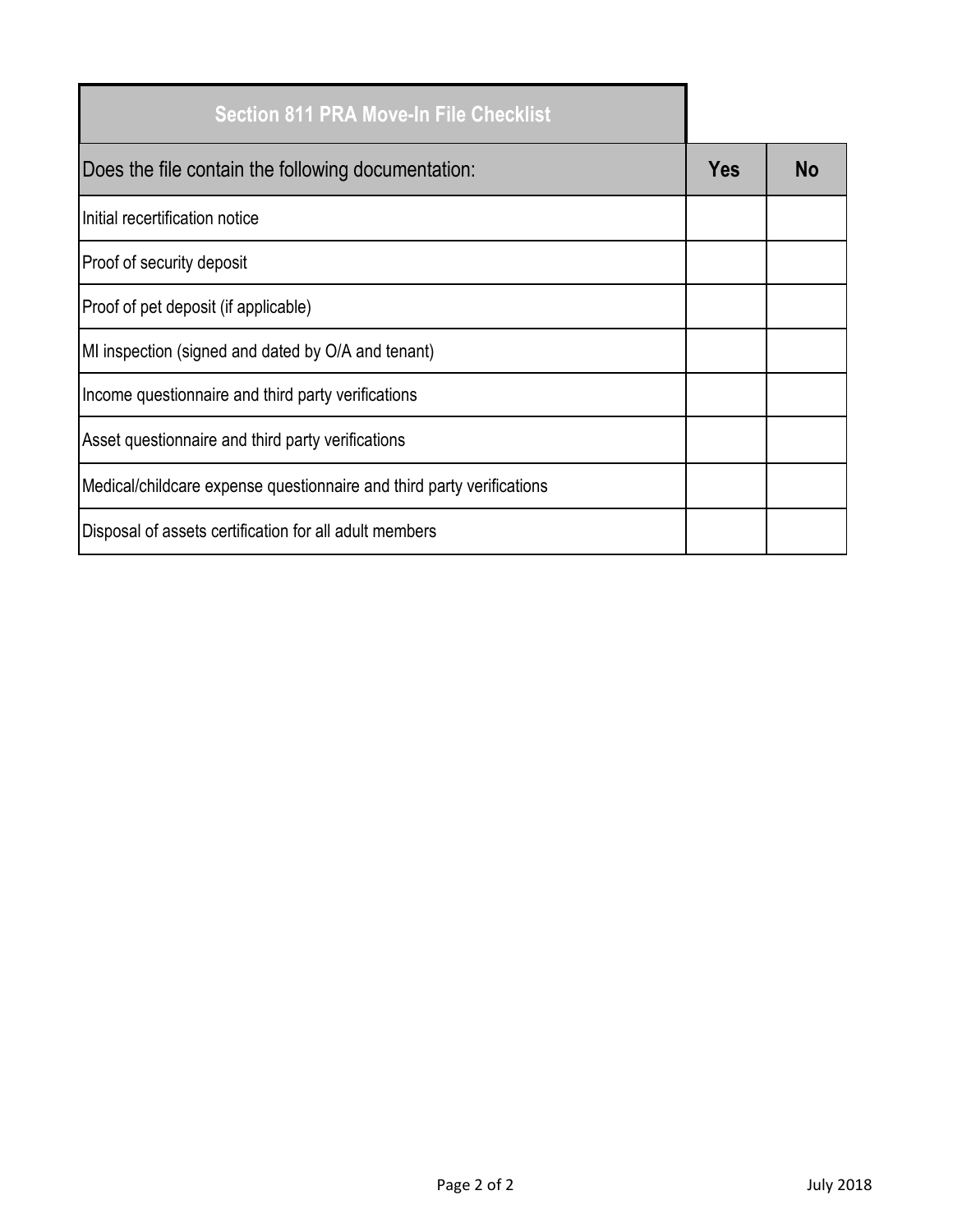| Section 811 PRA Move-In File Checklist | | |
|---|---|---|
| Does the file contain the following documentation: | Yes | No |
| Initial recertification notice | | |
| Proof of security deposit | | |
| Proof of pet deposit (if applicable) | | |
| MI inspection (signed and dated by O/A and tenant) | | |
| Income questionnaire and third party verifications | | |
| Asset questionnaire and third party verifications | | |
| Medical/childcare expense questionnaire and third party verifications | | |
| Disposal of assets certification for all adult members | | |

July 2018